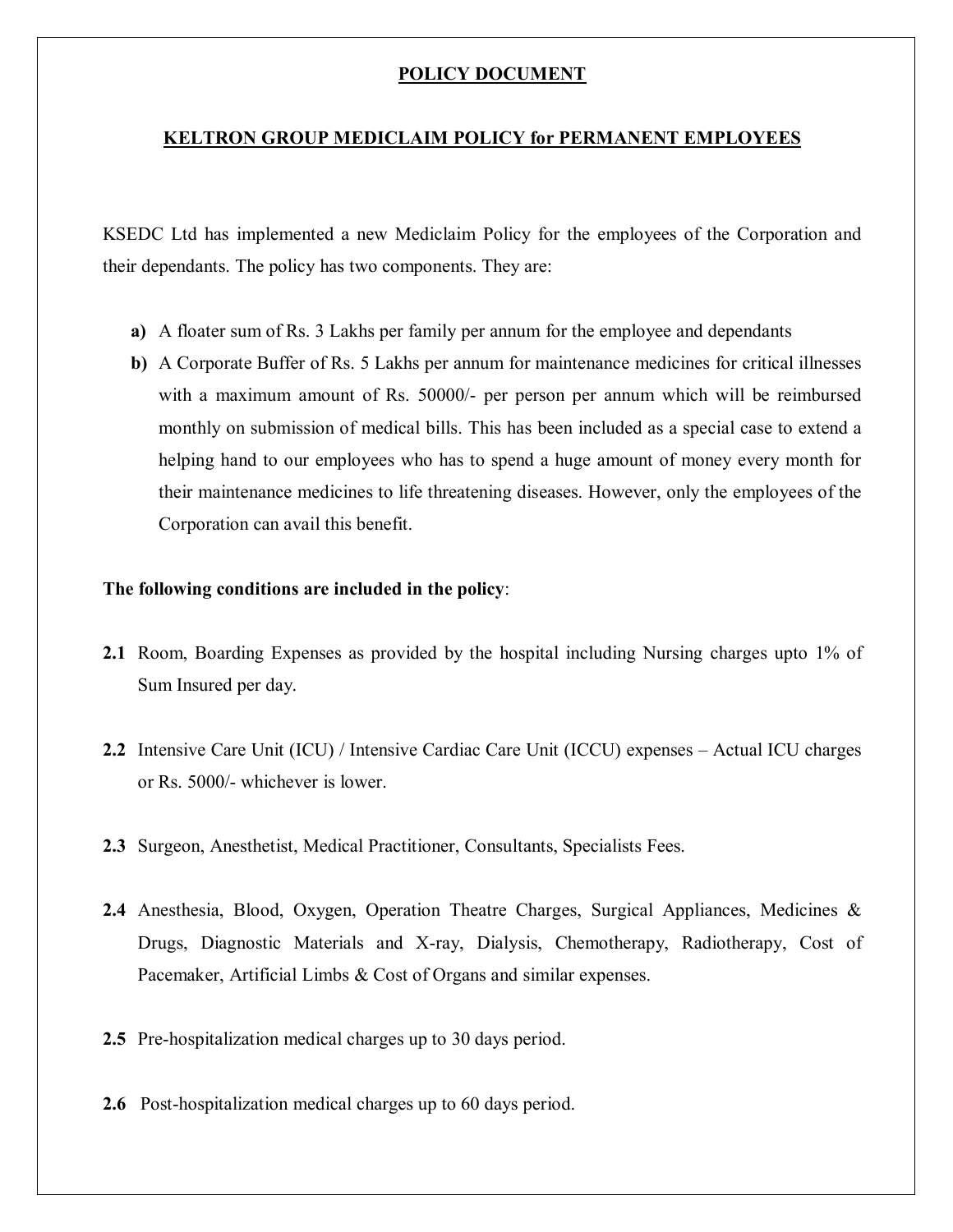# POLICY DOCUMENT

## KELTRON GROUP MEDICLAIM POLICY for PERMANENT EMPLOYEES

KSEDC Ltd has implemented a new Mediclaim Policy for the employees of the Corporation and their dependants. The policy has two components. They are:

**a)** A floater sum of Rs. 3 Lakhs per family per annum for the employee and dependants

**b)** A Corporate Buffer of Rs. 5 Lakhs per annum for maintenance medicines for critical illnesses with a maximum amount of Rs. 50000/- per person per annum which will be reimbursed monthly on submission of medical bills. This has been included as a special case to extend a helping hand to our employees who has to spend a huge amount of money every month for their maintenance medicines to life threatening diseases. However, only the employees of the Corporation can avail this benefit.

**The following conditions are included in the policy**:

**2.1** Room, Boarding Expenses as provided by the hospital including Nursing charges upto 1% of Sum Insured per day.

**2.2** Intensive Care Unit (ICU) / Intensive Cardiac Care Unit (ICCU) expenses – Actual ICU charges or Rs. 5000/- whichever is lower.

**2.3** Surgeon, Anesthetist, Medical Practitioner, Consultants, Specialists Fees.

**2.4** Anesthesia, Blood, Oxygen, Operation Theatre Charges, Surgical Appliances, Medicines & Drugs, Diagnostic Materials and X-ray, Dialysis, Chemotherapy, Radiotherapy, Cost of Pacemaker, Artificial Limbs & Cost of Organs and similar expenses.

**2.5** Pre-hospitalization medical charges up to 30 days period.

**2.6** Post-hospitalization medical charges up to 60 days period.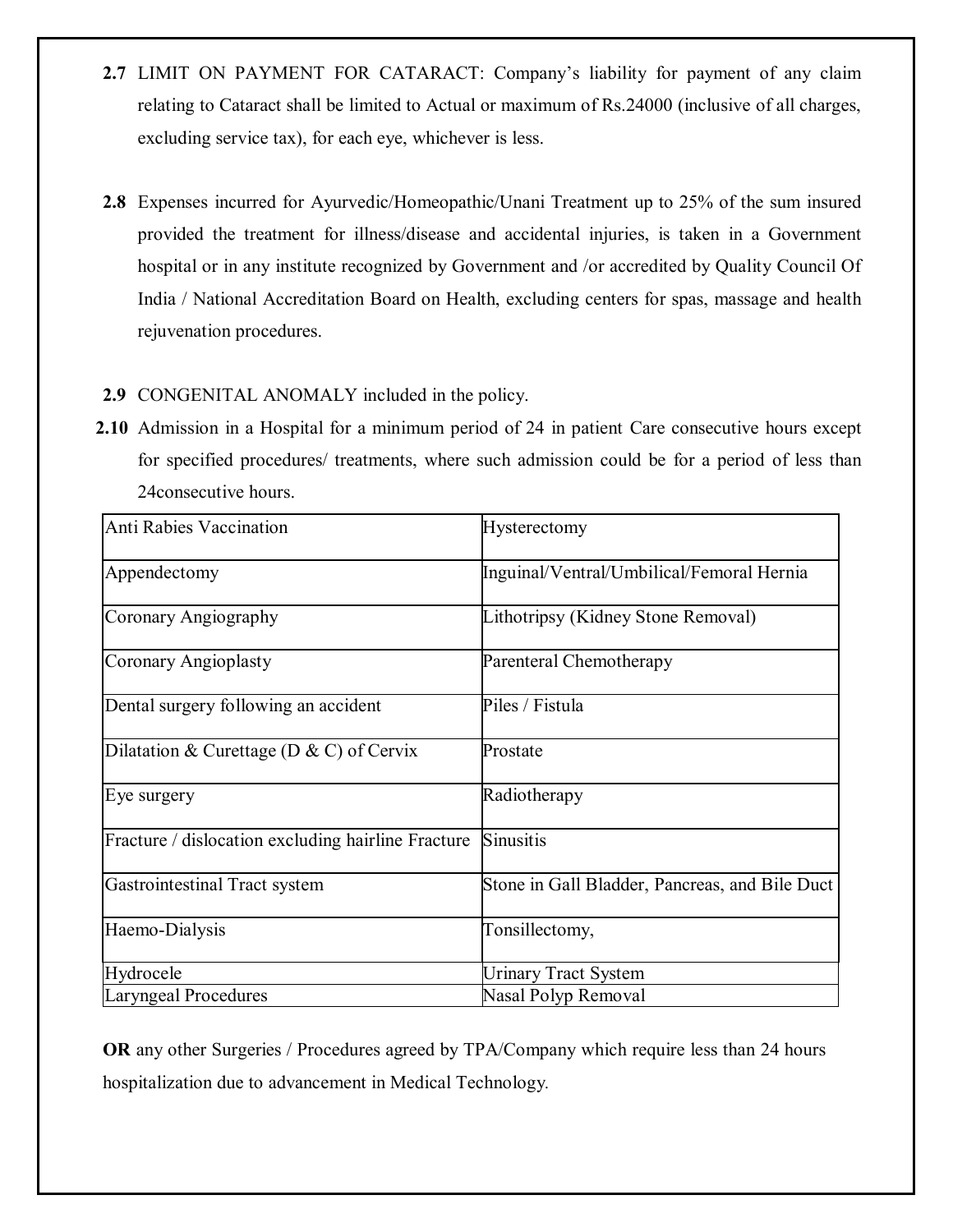**2.7** LIMIT ON PAYMENT FOR CATARACT: Company's liability for payment of any claim relating to Cataract shall be limited to Actual or maximum of Rs.24000 (inclusive of all charges, excluding service tax), for each eye, whichever is less.

**2.8** Expenses incurred for Ayurvedic/Homeopathic/Unani Treatment up to 25% of the sum insured provided the treatment for illness/disease and accidental injuries, is taken in a Government hospital or in any institute recognized by Government and /or accredited by Quality Council Of India / National Accreditation Board on Health, excluding centers for spas, massage and health rejuvenation procedures.

**2.9** CONGENITAL ANOMALY included in the policy.

**2.10** Admission in a Hospital for a minimum period of 24 in patient Care consecutive hours except for specified procedures/ treatments, where such admission could be for a period of less than 24consecutive hours.

| | |
|---|---|
| Anti Rabies Vaccination | Hysterectomy |
| Appendectomy | Inguinal/Ventral/Umbilical/Femoral Hernia |
| Coronary Angiography | Lithotripsy (Kidney Stone Removal) |
| Coronary Angioplasty | Parenteral Chemotherapy |
| Dental surgery following an accident | Piles / Fistula |
| Dilatation & Curettage (D & C) of Cervix | Prostate |
| Eye surgery | Radiotherapy |
| Fracture / dislocation excluding hairline Fracture | Sinusitis |
| Gastrointestinal Tract system | Stone in Gall Bladder, Pancreas, and Bile Duct |
| Haemo-Dialysis | Tonsillectomy, |
| Hydrocele | Urinary Tract System |
| Laryngeal Procedures | Nasal Polyp Removal |

**OR** any other Surgeries / Procedures agreed by TPA/Company which require less than 24 hours hospitalization due to advancement in Medical Technology.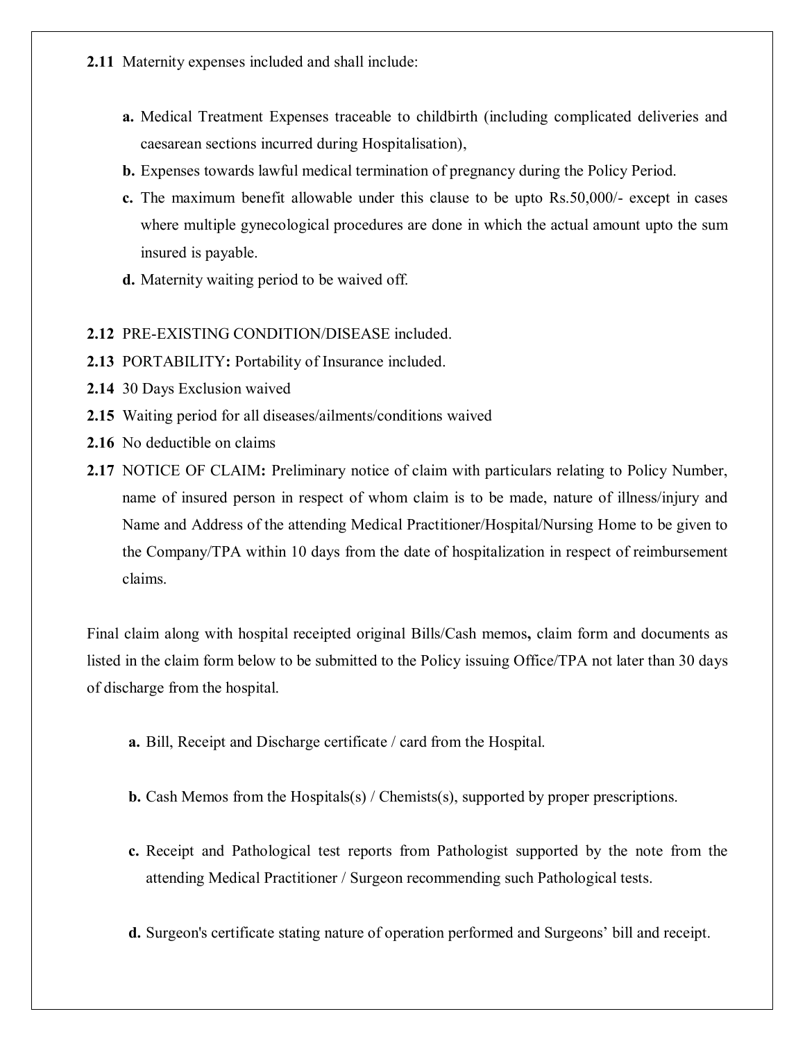**2.11** Maternity expenses included and shall include:

- **a.** Medical Treatment Expenses traceable to childbirth (including complicated deliveries and caesarean sections incurred during Hospitalisation),
- **b.** Expenses towards lawful medical termination of pregnancy during the Policy Period.
- **c.** The maximum benefit allowable under this clause to be upto Rs.50,000/- except in cases where multiple gynecological procedures are done in which the actual amount upto the sum insured is payable.
- **d.** Maternity waiting period to be waived off.

**2.12** PRE-EXISTING CONDITION/DISEASE included.

**2.13** PORTABILITY**:** Portability of Insurance included.

**2.14** 30 Days Exclusion waived

**2.15** Waiting period for all diseases/ailments/conditions waived

**2.16** No deductible on claims

**2.17** NOTICE OF CLAIM**:** Preliminary notice of claim with particulars relating to Policy Number, name of insured person in respect of whom claim is to be made, nature of illness/injury and Name and Address of the attending Medical Practitioner/Hospital/Nursing Home to be given to the Company/TPA within 10 days from the date of hospitalization in respect of reimbursement claims.

Final claim along with hospital receipted original Bills/Cash memos**,** claim form and documents as listed in the claim form below to be submitted to the Policy issuing Office/TPA not later than 30 days of discharge from the hospital.

- **a.** Bill, Receipt and Discharge certificate / card from the Hospital.
- **b.** Cash Memos from the Hospitals(s) / Chemists(s), supported by proper prescriptions.
- **c.** Receipt and Pathological test reports from Pathologist supported by the note from the attending Medical Practitioner / Surgeon recommending such Pathological tests.
- **d.** Surgeon's certificate stating nature of operation performed and Surgeons' bill and receipt.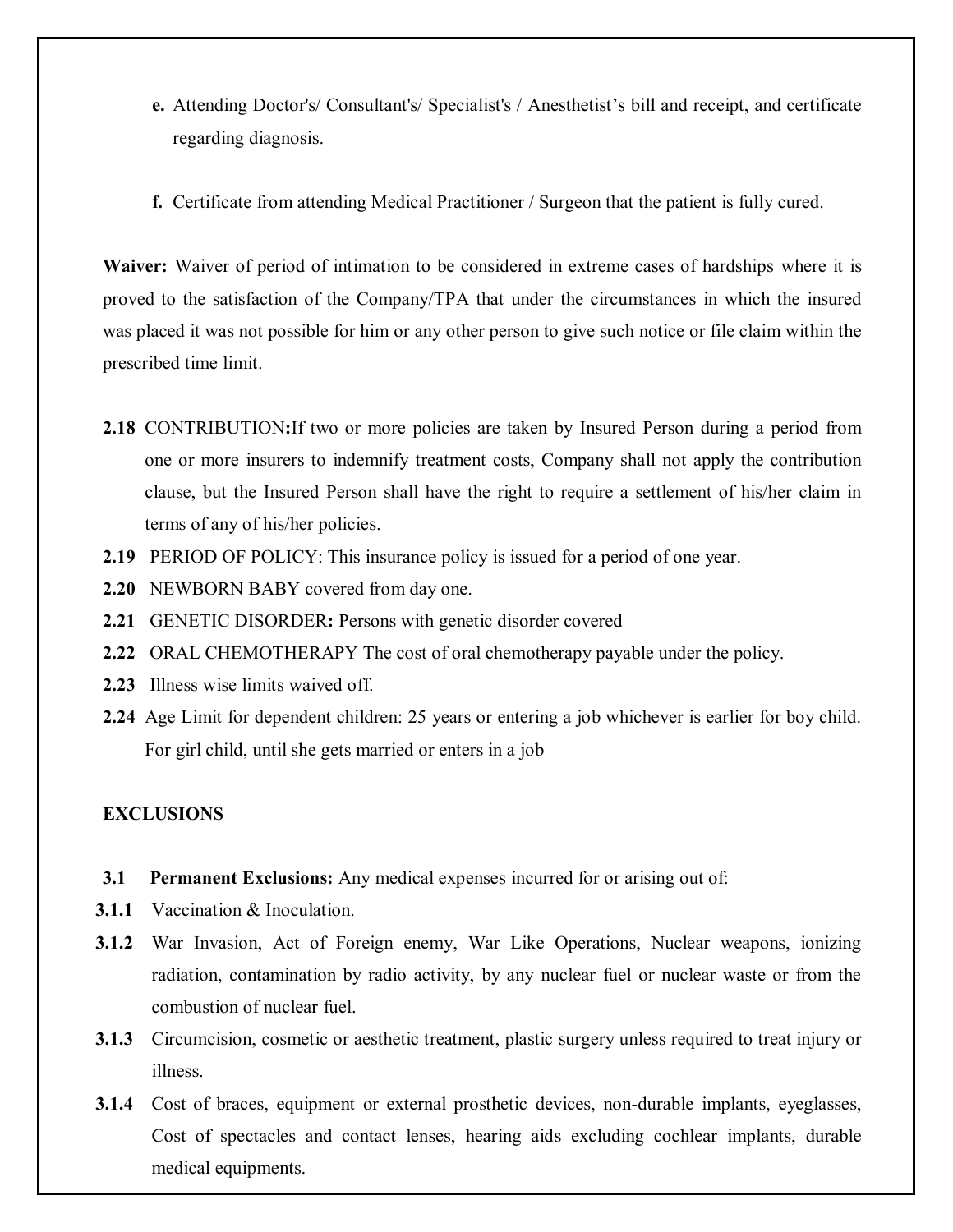**e.** Attending Doctor's/ Consultant's/ Specialist's / Anesthetist's bill and receipt, and certificate regarding diagnosis.

**f.** Certificate from attending Medical Practitioner / Surgeon that the patient is fully cured.

**Waiver:** Waiver of period of intimation to be considered in extreme cases of hardships where it is proved to the satisfaction of the Company/TPA that under the circumstances in which the insured was placed it was not possible for him or any other person to give such notice or file claim within the prescribed time limit.

**2.18** CONTRIBUTION**:**If two or more policies are taken by Insured Person during a period from one or more insurers to indemnify treatment costs, Company shall not apply the contribution clause, but the Insured Person shall have the right to require a settlement of his/her claim in terms of any of his/her policies.

**2.19** PERIOD OF POLICY: This insurance policy is issued for a period of one year.

**2.20** NEWBORN BABY covered from day one.

**2.21** GENETIC DISORDER**:** Persons with genetic disorder covered

**2.22** ORAL CHEMOTHERAPY The cost of oral chemotherapy payable under the policy.

**2.23** Illness wise limits waived off.

**2.24** Age Limit for dependent children: 25 years or entering a job whichever is earlier for boy child. For girl child, until she gets married or enters in a job

**EXCLUSIONS**

**3.1** **Permanent Exclusions:** Any medical expenses incurred for or arising out of:

**3.1.1** Vaccination & Inoculation.

**3.1.2** War Invasion, Act of Foreign enemy, War Like Operations, Nuclear weapons, ionizing radiation, contamination by radio activity, by any nuclear fuel or nuclear waste or from the combustion of nuclear fuel.

**3.1.3** Circumcision, cosmetic or aesthetic treatment, plastic surgery unless required to treat injury or illness.

**3.1.4** Cost of braces, equipment or external prosthetic devices, non-durable implants, eyeglasses, Cost of spectacles and contact lenses, hearing aids excluding cochlear implants, durable medical equipments.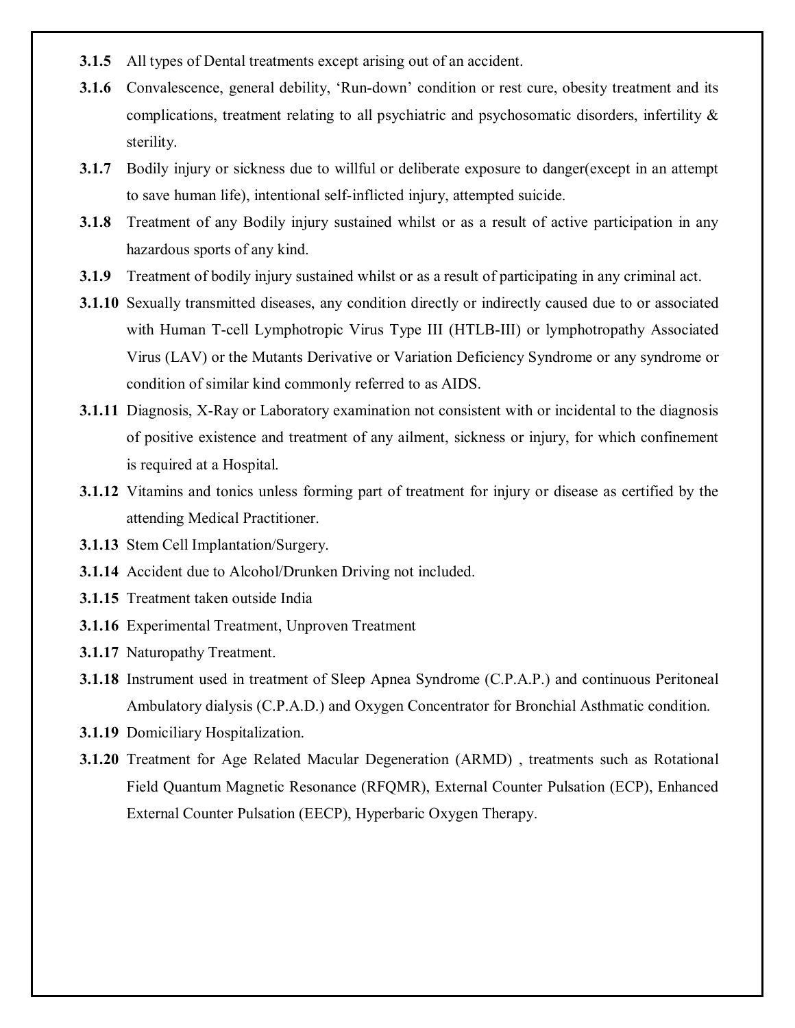**3.1.5** All types of Dental treatments except arising out of an accident.

**3.1.6** Convalescence, general debility, 'Run-down' condition or rest cure, obesity treatment and its complications, treatment relating to all psychiatric and psychosomatic disorders, infertility & sterility.

**3.1.7** Bodily injury or sickness due to willful or deliberate exposure to danger(except in an attempt to save human life), intentional self-inflicted injury, attempted suicide.

**3.1.8** Treatment of any Bodily injury sustained whilst or as a result of active participation in any hazardous sports of any kind.

**3.1.9** Treatment of bodily injury sustained whilst or as a result of participating in any criminal act.

**3.1.10** Sexually transmitted diseases, any condition directly or indirectly caused due to or associated with Human T-cell Lymphotropic Virus Type III (HTLB-III) or lymphotropathy Associated Virus (LAV) or the Mutants Derivative or Variation Deficiency Syndrome or any syndrome or condition of similar kind commonly referred to as AIDS.

**3.1.11** Diagnosis, X-Ray or Laboratory examination not consistent with or incidental to the diagnosis of positive existence and treatment of any ailment, sickness or injury, for which confinement is required at a Hospital.

**3.1.12** Vitamins and tonics unless forming part of treatment for injury or disease as certified by the attending Medical Practitioner.

**3.1.13** Stem Cell Implantation/Surgery.

**3.1.14** Accident due to Alcohol/Drunken Driving not included.

**3.1.15** Treatment taken outside India

**3.1.16** Experimental Treatment, Unproven Treatment

**3.1.17** Naturopathy Treatment.

**3.1.18** Instrument used in treatment of Sleep Apnea Syndrome (C.P.A.P.) and continuous Peritoneal Ambulatory dialysis (C.P.A.D.) and Oxygen Concentrator for Bronchial Asthmatic condition.

**3.1.19** Domiciliary Hospitalization.

**3.1.20** Treatment for Age Related Macular Degeneration (ARMD) , treatments such as Rotational Field Quantum Magnetic Resonance (RFQMR), External Counter Pulsation (ECP), Enhanced External Counter Pulsation (EECP), Hyperbaric Oxygen Therapy.